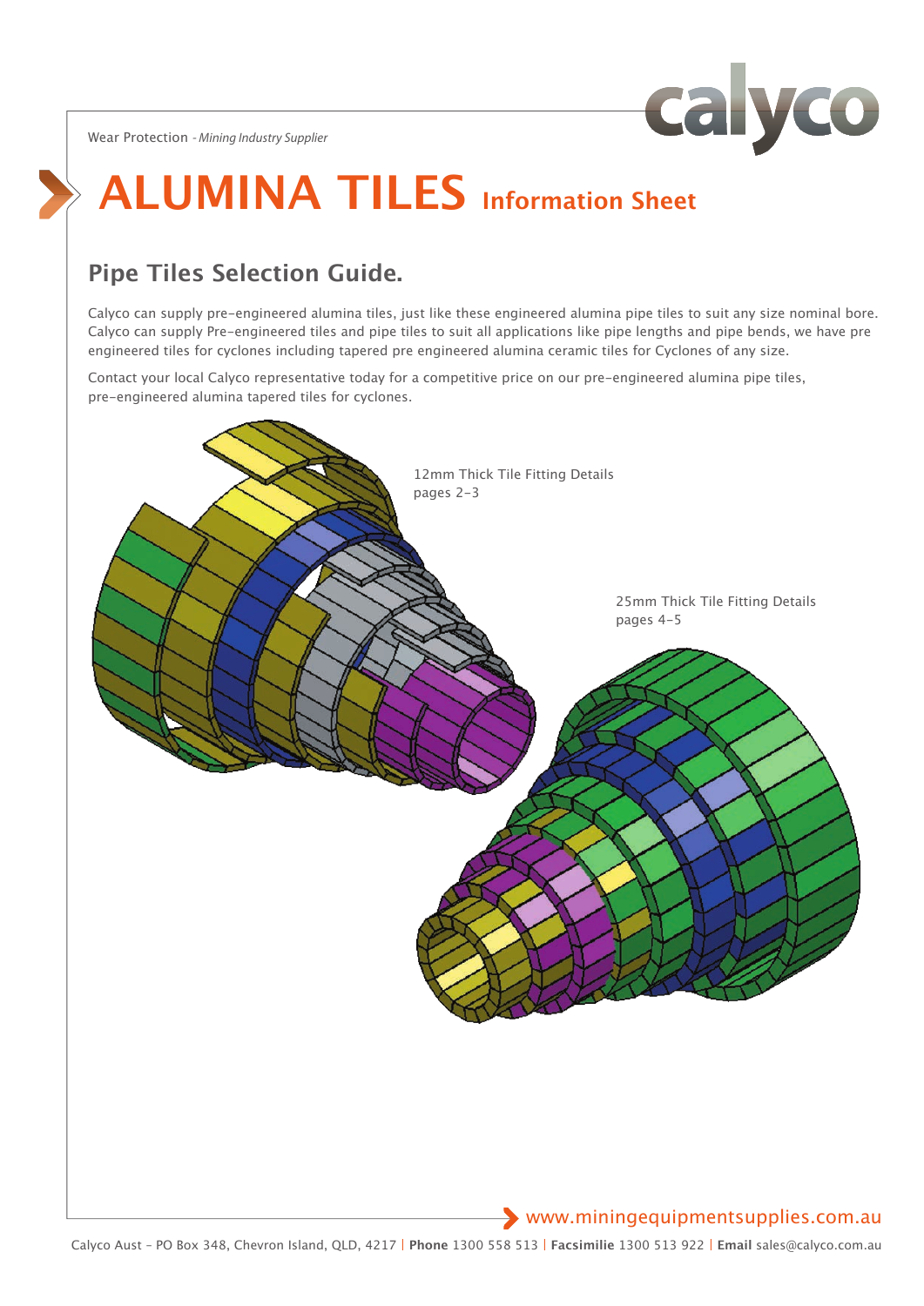Wear Protection - *Mining Industry Supplier*

# ALUMINA TILES Information Sheet

## Pipe Tiles Selection Guide.

Calyco can supply pre-engineered alumina tiles, just like these engineered alumina pipe tiles to suit any size nominal bore. Calyco can supply Pre-engineered tiles and pipe tiles to suit all applications like pipe lengths and pipe bends, we have pre engineered tiles for cyclones including tapered pre engineered alumina ceramic tiles for Cyclones of any size.

Contact your local Calyco representative today for a competitive price on our pre-engineered alumina pipe tiles, pre-engineered alumina tapered tiles for cyclones.

12mm Thick Tile Fitting Details
pages 2-3

25mm Thick Tile Fitting Details
pages 4-5

www.miningequipmentsupplies.com.au

Calyco Aust - PO Box 348, Chevron Island, QLD, 4217 | **Phone** 1300 558 513 | **Facsimilie** 1300 513 922 | **Email** sales@calyco.com.au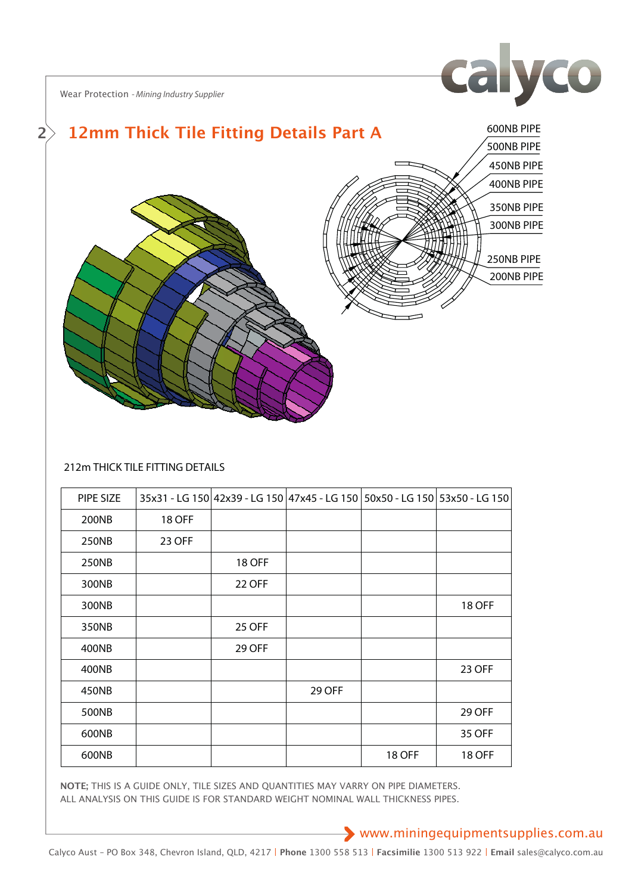## 12mm Thick Tile Fitting Details Part A

600NB PIPE
500NB PIPE
450NB PIPE
400NB PIPE
350NB PIPE
300NB PIPE
250NB PIPE
200NB PIPE

212m THICK TILE FITTING DETAILS

| PIPE SIZE | 35x31 - LG 150 | 42x39 - LG 150 | 47x45 - LG 150 | 50x50 - LG 150 | 53x50 - LG 150 |
|---|---|---|---|---|---|
| 200NB | 18 OFF | | | | |
| 250NB | 23 OFF | | | | |
| 250NB | | 18 OFF | | | |
| 300NB | | 22 OFF | | | |
| 300NB | | | | | 18 OFF |
| 350NB | | 25 OFF | | | |
| 400NB | | 29 OFF | | | |
| 400NB | | | | | 23 OFF |
| 450NB | | | 29 OFF | | |
| 500NB | | | | | 29 OFF |
| 600NB | | | | | 35 OFF |
| 600NB | | | | 18 OFF | 18 OFF |

NOTE; THIS IS A GUIDE ONLY, TILE SIZES AND QUANTITIES MAY VARRY ON PIPE DIAMETERS.
ALL ANALYSIS ON THIS GUIDE IS FOR STANDARD WEIGHT NOMINAL WALL THICKNESS PIPES.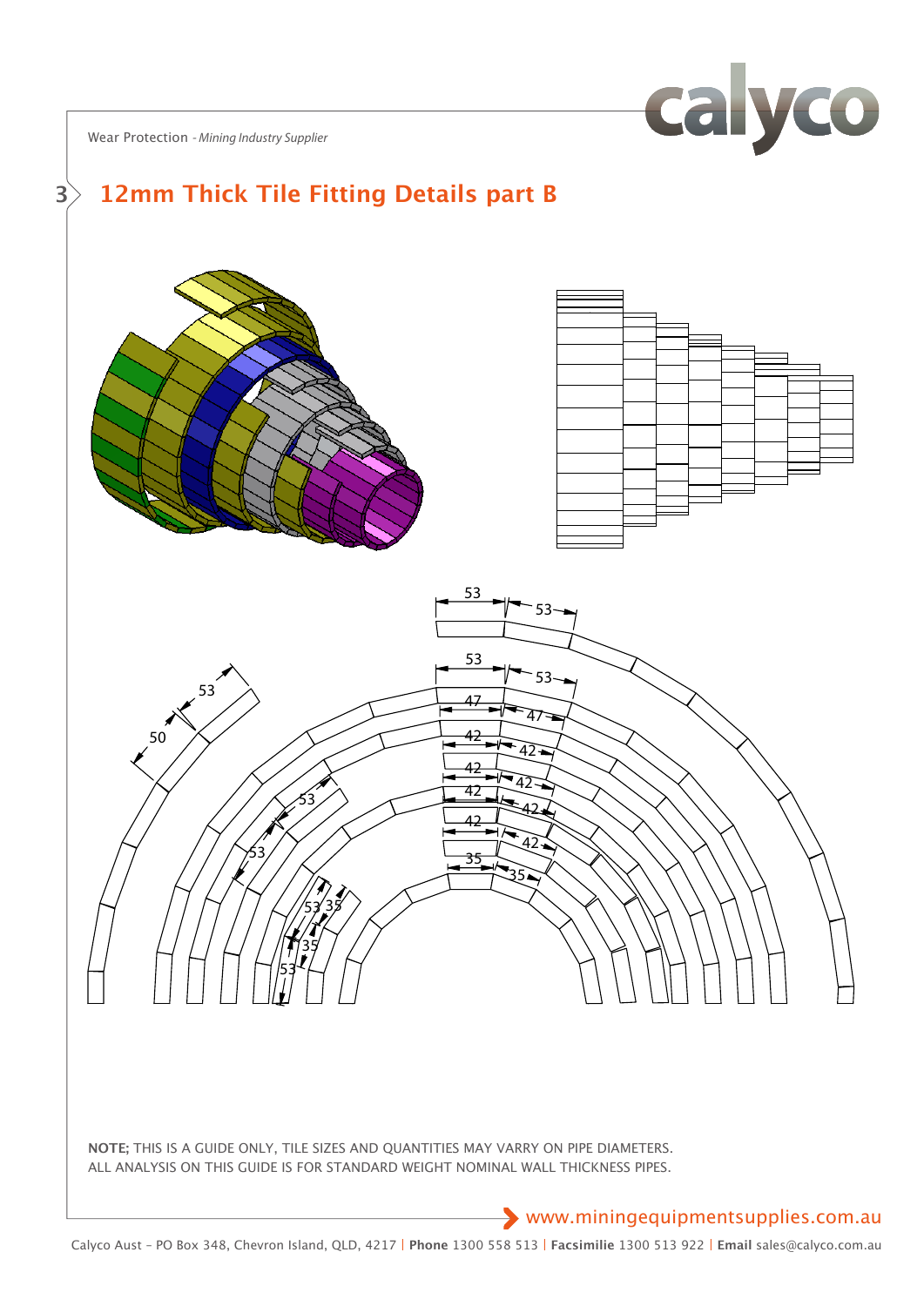Wear Protection - *Mining Industry Supplier*

## 3 12mm Thick Tile Fitting Details part B

**NOTE;** THIS IS A GUIDE ONLY, TILE SIZES AND QUANTITIES MAY VARRY ON PIPE DIAMETERS.
ALL ANALYSIS ON THIS GUIDE IS FOR STANDARD WEIGHT NOMINAL WALL THICKNESS PIPES.

www.miningequipmentsupplies.com.au

Calyco Aust - PO Box 348, Chevron Island, QLD, 4217 | **Phone** 1300 558 513 | **Facsimilie** 1300 513 922 | **Email** sales@calyco.com.au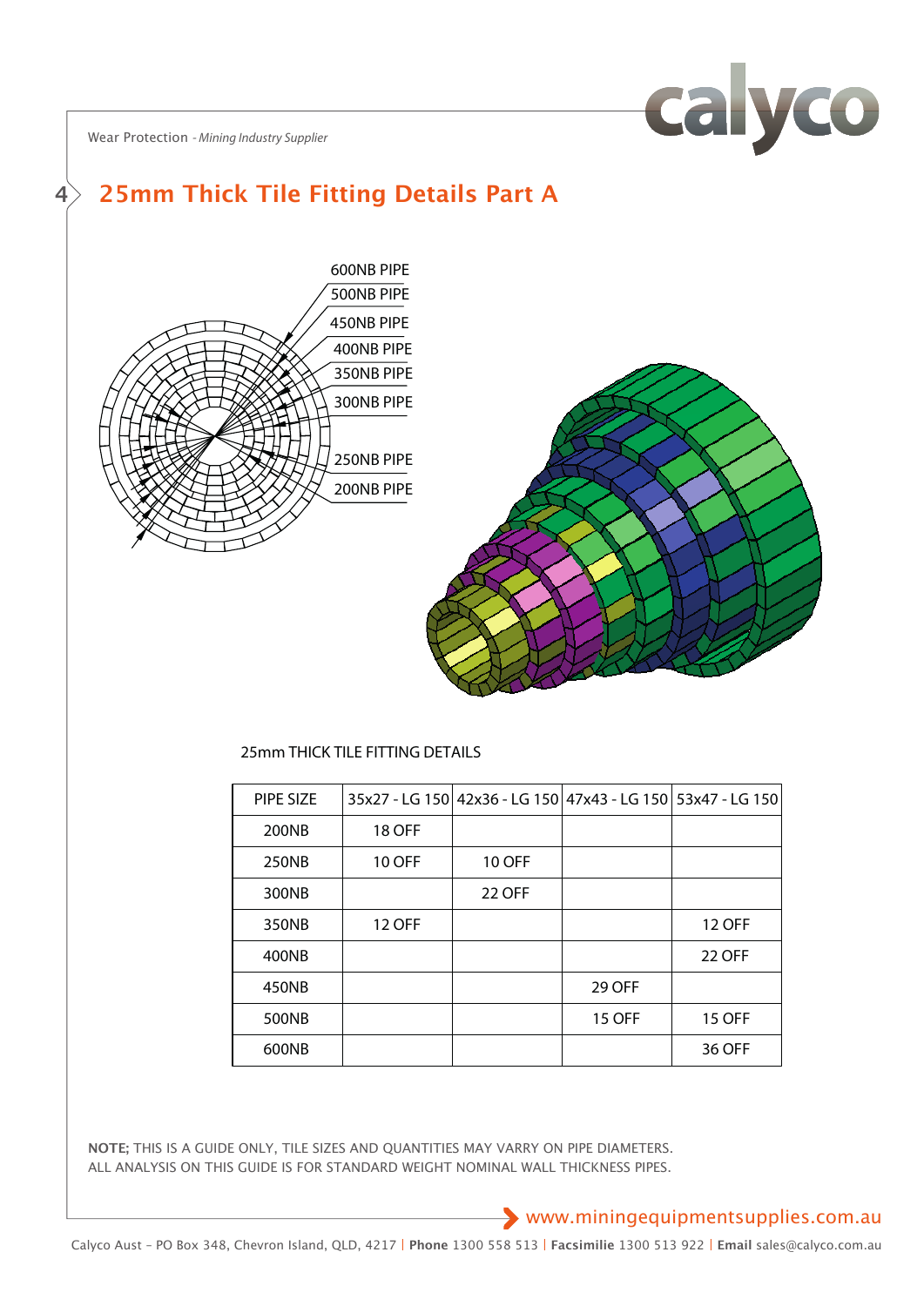# 25mm Thick Tile Fitting Details Part A

600NB PIPE
500NB PIPE
450NB PIPE
400NB PIPE
350NB PIPE
300NB PIPE
250NB PIPE
200NB PIPE

25mm THICK TILE FITTING DETAILS

| PIPE SIZE | 35x27 - LG 150 | 42x36 - LG 150 | 47x43 - LG 150 | 53x47 - LG 150 |
|---|---|---|---|---|
| 200NB | 18 OFF | | | |
| 250NB | 10 OFF | 10 OFF | | |
| 300NB | | 22 OFF | | |
| 350NB | 12 OFF | | | 12 OFF |
| 400NB | | | | 22 OFF |
| 450NB | | | 29 OFF | |
| 500NB | | | 15 OFF | 15 OFF |
| 600NB | | | | 36 OFF |

NOTE; THIS IS A GUIDE ONLY, TILE SIZES AND QUANTITIES MAY VARRY ON PIPE DIAMETERS.
ALL ANALYSIS ON THIS GUIDE IS FOR STANDARD WEIGHT NOMINAL WALL THICKNESS PIPES.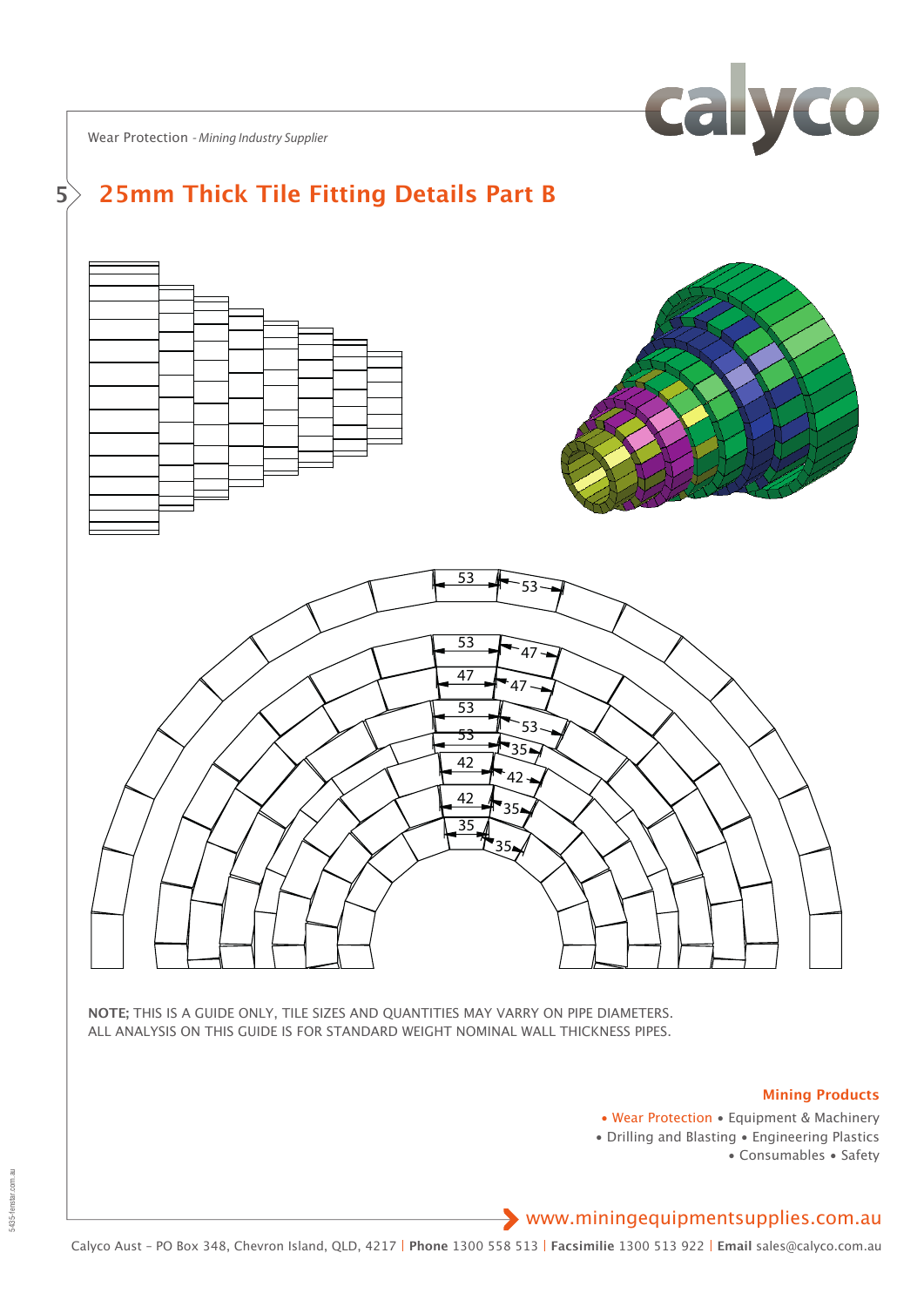Wear Protection - *Mining Industry Supplier*

## 5 25mm Thick Tile Fitting Details Part B

53
53
53
47
47
47
53
53
53
35
42
42
42
35
35
35

**NOTE;** THIS IS A GUIDE ONLY, TILE SIZES AND QUANTITIES MAY VARRY ON PIPE DIAMETERS.
ALL ANALYSIS ON THIS GUIDE IS FOR STANDARD WEIGHT NOMINAL WALL THICKNESS PIPES.

**Mining Products**

- Wear Protection • Equipment & Machinery
- Drilling and Blasting • Engineering Plastics
- Consumables • Safety

www.miningequipmentsupplies.com.au

Calyco Aust - PO Box 348, Chevron Island, QLD, 4217 | **Phone** 1300 558 513 | **Facsimilie** 1300 513 922 | **Email** sales@calyco.com.au